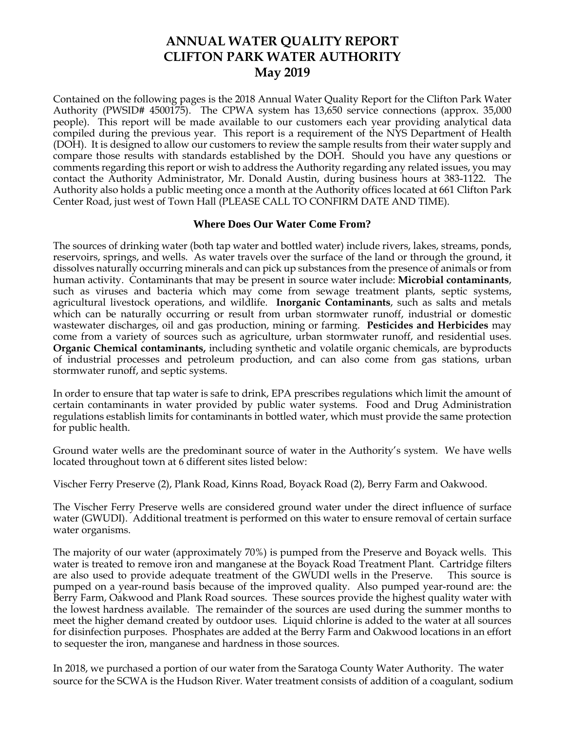# ANNUAL WATER QUALITY REPORT
# CLIFTON PARK WATER AUTHORITY
# May 2019

Contained on the following pages is the 2018 Annual Water Quality Report for the Clifton Park Water Authority (PWSID# 4500175). The CPWA system has 13,650 service connections (approx. 35,000 people). This report will be made available to our customers each year providing analytical data compiled during the previous year. This report is a requirement of the NYS Department of Health (DOH). It is designed to allow our customers to review the sample results from their water supply and compare those results with standards established by the DOH. Should you have any questions or comments regarding this report or wish to address the Authority regarding any related issues, you may contact the Authority Administrator, Mr. Donald Austin, during business hours at 383-1122. The Authority also holds a public meeting once a month at the Authority offices located at 661 Clifton Park Center Road, just west of Town Hall (PLEASE CALL TO CONFIRM DATE AND TIME).

### Where Does Our Water Come From?

The sources of drinking water (both tap water and bottled water) include rivers, lakes, streams, ponds, reservoirs, springs, and wells. As water travels over the surface of the land or through the ground, it dissolves naturally occurring minerals and can pick up substances from the presence of animals or from human activity. Contaminants that may be present in source water include: **Microbial contaminants**, such as viruses and bacteria which may come from sewage treatment plants, septic systems, agricultural livestock operations, and wildlife. **Inorganic Contaminants**, such as salts and metals which can be naturally occurring or result from urban stormwater runoff, industrial or domestic wastewater discharges, oil and gas production, mining or farming. **Pesticides and Herbicides** may come from a variety of sources such as agriculture, urban stormwater runoff, and residential uses. **Organic Chemical contaminants,** including synthetic and volatile organic chemicals, are byproducts of industrial processes and petroleum production, and can also come from gas stations, urban stormwater runoff, and septic systems.

In order to ensure that tap water is safe to drink, EPA prescribes regulations which limit the amount of certain contaminants in water provided by public water systems. Food and Drug Administration regulations establish limits for contaminants in bottled water, which must provide the same protection for public health.

Ground water wells are the predominant source of water in the Authority's system. We have wells located throughout town at 6 different sites listed below:

Vischer Ferry Preserve (2), Plank Road, Kinns Road, Boyack Road (2), Berry Farm and Oakwood.

The Vischer Ferry Preserve wells are considered ground water under the direct influence of surface water (GWUDI). Additional treatment is performed on this water to ensure removal of certain surface water organisms.

The majority of our water (approximately 70%) is pumped from the Preserve and Boyack wells. This water is treated to remove iron and manganese at the Boyack Road Treatment Plant. Cartridge filters are also used to provide adequate treatment of the GWUDI wells in the Preserve. This source is pumped on a year-round basis because of the improved quality. Also pumped year-round are: the Berry Farm, Oakwood and Plank Road sources. These sources provide the highest quality water with the lowest hardness available. The remainder of the sources are used during the summer months to meet the higher demand created by outdoor uses. Liquid chlorine is added to the water at all sources for disinfection purposes. Phosphates are added at the Berry Farm and Oakwood locations in an effort to sequester the iron, manganese and hardness in those sources.

In 2018, we purchased a portion of our water from the Saratoga County Water Authority. The water source for the SCWA is the Hudson River. Water treatment consists of addition of a coagulant, sodium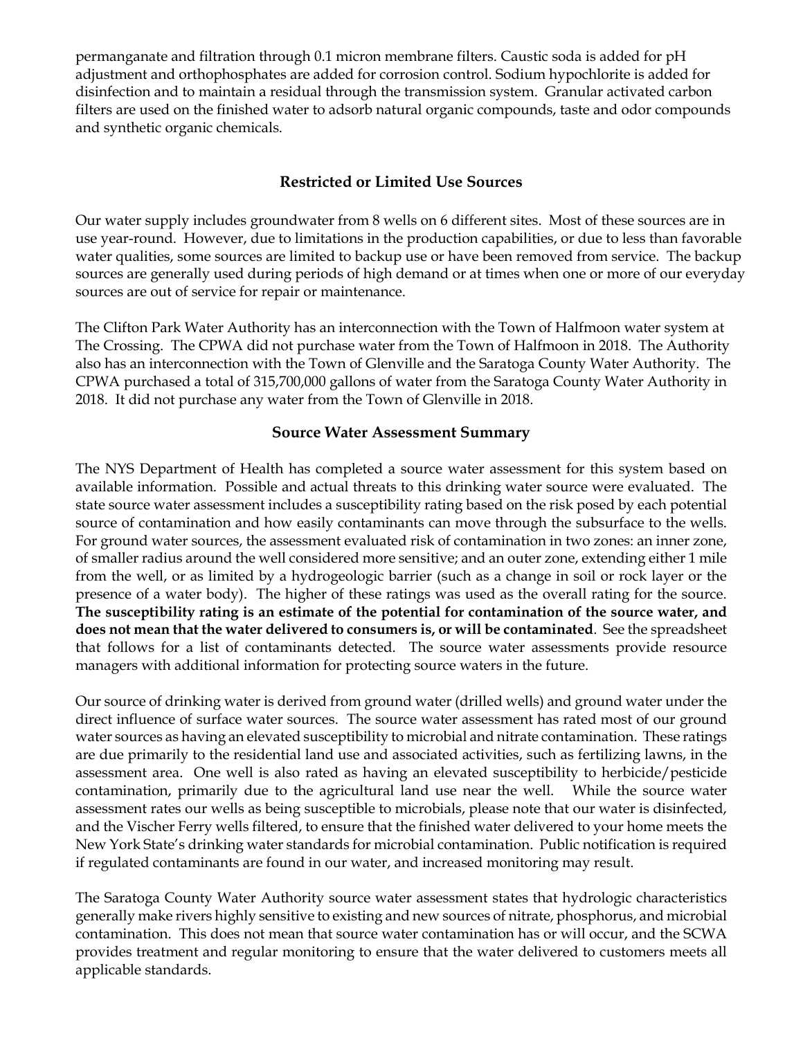permanganate and filtration through 0.1 micron membrane filters. Caustic soda is added for pH adjustment and orthophosphates are added for corrosion control. Sodium hypochlorite is added for disinfection and to maintain a residual through the transmission system. Granular activated carbon filters are used on the finished water to adsorb natural organic compounds, taste and odor compounds and synthetic organic chemicals.

## Restricted or Limited Use Sources

Our water supply includes groundwater from 8 wells on 6 different sites. Most of these sources are in use year-round. However, due to limitations in the production capabilities, or due to less than favorable water qualities, some sources are limited to backup use or have been removed from service. The backup sources are generally used during periods of high demand or at times when one or more of our everyday sources are out of service for repair or maintenance.

The Clifton Park Water Authority has an interconnection with the Town of Halfmoon water system at The Crossing. The CPWA did not purchase water from the Town of Halfmoon in 2018. The Authority also has an interconnection with the Town of Glenville and the Saratoga County Water Authority. The CPWA purchased a total of 315,700,000 gallons of water from the Saratoga County Water Authority in 2018. It did not purchase any water from the Town of Glenville in 2018.

## Source Water Assessment Summary

The NYS Department of Health has completed a source water assessment for this system based on available information. Possible and actual threats to this drinking water source were evaluated. The state source water assessment includes a susceptibility rating based on the risk posed by each potential source of contamination and how easily contaminants can move through the subsurface to the wells. For ground water sources, the assessment evaluated risk of contamination in two zones: an inner zone, of smaller radius around the well considered more sensitive; and an outer zone, extending either 1 mile from the well, or as limited by a hydrogeologic barrier (such as a change in soil or rock layer or the presence of a water body). The higher of these ratings was used as the overall rating for the source. **The susceptibility rating is an estimate of the potential for contamination of the source water, and does not mean that the water delivered to consumers is, or will be contaminated**. See the spreadsheet that follows for a list of contaminants detected. The source water assessments provide resource managers with additional information for protecting source waters in the future.

Our source of drinking water is derived from ground water (drilled wells) and ground water under the direct influence of surface water sources. The source water assessment has rated most of our ground water sources as having an elevated susceptibility to microbial and nitrate contamination. These ratings are due primarily to the residential land use and associated activities, such as fertilizing lawns, in the assessment area. One well is also rated as having an elevated susceptibility to herbicide/pesticide contamination, primarily due to the agricultural land use near the well. While the source water assessment rates our wells as being susceptible to microbials, please note that our water is disinfected, and the Vischer Ferry wells filtered, to ensure that the finished water delivered to your home meets the New York State's drinking water standards for microbial contamination. Public notification is required if regulated contaminants are found in our water, and increased monitoring may result.

The Saratoga County Water Authority source water assessment states that hydrologic characteristics generally make rivers highly sensitive to existing and new sources of nitrate, phosphorus, and microbial contamination. This does not mean that source water contamination has or will occur, and the SCWA provides treatment and regular monitoring to ensure that the water delivered to customers meets all applicable standards.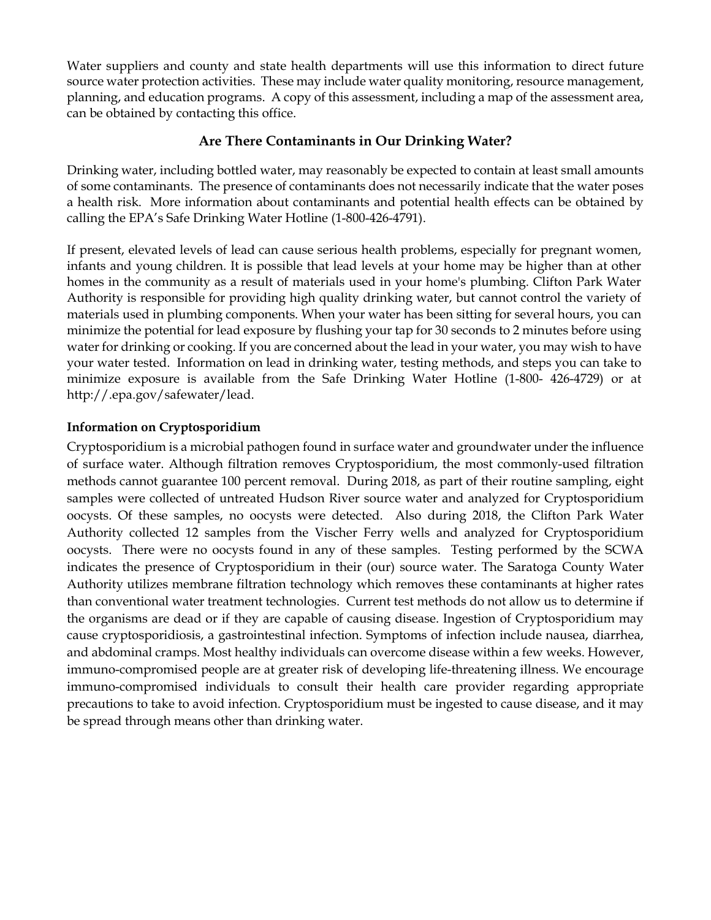Water suppliers and county and state health departments will use this information to direct future source water protection activities. These may include water quality monitoring, resource management, planning, and education programs. A copy of this assessment, including a map of the assessment area, can be obtained by contacting this office.

## Are There Contaminants in Our Drinking Water?

Drinking water, including bottled water, may reasonably be expected to contain at least small amounts of some contaminants. The presence of contaminants does not necessarily indicate that the water poses a health risk. More information about contaminants and potential health effects can be obtained by calling the EPA's Safe Drinking Water Hotline (1-800-426-4791).

If present, elevated levels of lead can cause serious health problems, especially for pregnant women, infants and young children. It is possible that lead levels at your home may be higher than at other homes in the community as a result of materials used in your home's plumbing. Clifton Park Water Authority is responsible for providing high quality drinking water, but cannot control the variety of materials used in plumbing components. When your water has been sitting for several hours, you can minimize the potential for lead exposure by flushing your tap for 30 seconds to 2 minutes before using water for drinking or cooking. If you are concerned about the lead in your water, you may wish to have your water tested. Information on lead in drinking water, testing methods, and steps you can take to minimize exposure is available from the Safe Drinking Water Hotline (1-800- 426-4729) or at http://.epa.gov/safewater/lead.

### Information on Cryptosporidium

Cryptosporidium is a microbial pathogen found in surface water and groundwater under the influence of surface water. Although filtration removes Cryptosporidium, the most commonly-used filtration methods cannot guarantee 100 percent removal. During 2018, as part of their routine sampling, eight samples were collected of untreated Hudson River source water and analyzed for Cryptosporidium oocysts. Of these samples, no oocysts were detected. Also during 2018, the Clifton Park Water Authority collected 12 samples from the Vischer Ferry wells and analyzed for Cryptosporidium oocysts. There were no oocysts found in any of these samples. Testing performed by the SCWA indicates the presence of Cryptosporidium in their (our) source water. The Saratoga County Water Authority utilizes membrane filtration technology which removes these contaminants at higher rates than conventional water treatment technologies. Current test methods do not allow us to determine if the organisms are dead or if they are capable of causing disease. Ingestion of Cryptosporidium may cause cryptosporidiosis, a gastrointestinal infection. Symptoms of infection include nausea, diarrhea, and abdominal cramps. Most healthy individuals can overcome disease within a few weeks. However, immuno-compromised people are at greater risk of developing life-threatening illness. We encourage immuno-compromised individuals to consult their health care provider regarding appropriate precautions to take to avoid infection. Cryptosporidium must be ingested to cause disease, and it may be spread through means other than drinking water.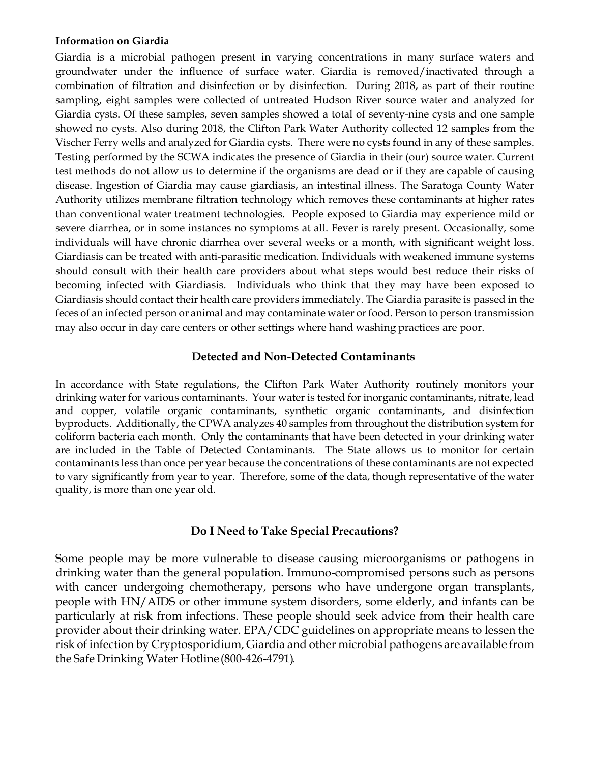**Information on Giardia**

Giardia is a microbial pathogen present in varying concentrations in many surface waters and groundwater under the influence of surface water. Giardia is removed/inactivated through a combination of filtration and disinfection or by disinfection. During 2018, as part of their routine sampling, eight samples were collected of untreated Hudson River source water and analyzed for Giardia cysts. Of these samples, seven samples showed a total of seventy-nine cysts and one sample showed no cysts. Also during 2018, the Clifton Park Water Authority collected 12 samples from the Vischer Ferry wells and analyzed for Giardia cysts. There were no cysts found in any of these samples. Testing performed by the SCWA indicates the presence of Giardia in their (our) source water. Current test methods do not allow us to determine if the organisms are dead or if they are capable of causing disease. Ingestion of Giardia may cause giardiasis, an intestinal illness. The Saratoga County Water Authority utilizes membrane filtration technology which removes these contaminants at higher rates than conventional water treatment technologies. People exposed to Giardia may experience mild or severe diarrhea, or in some instances no symptoms at all. Fever is rarely present. Occasionally, some individuals will have chronic diarrhea over several weeks or a month, with significant weight loss. Giardiasis can be treated with anti-parasitic medication. Individuals with weakened immune systems should consult with their health care providers about what steps would best reduce their risks of becoming infected with Giardiasis. Individuals who think that they may have been exposed to Giardiasis should contact their health care providers immediately. The Giardia parasite is passed in the feces of an infected person or animal and may contaminate water or food. Person to person transmission may also occur in day care centers or other settings where hand washing practices are poor.

## Detected and Non-Detected Contaminants

In accordance with State regulations, the Clifton Park Water Authority routinely monitors your drinking water for various contaminants. Your water is tested for inorganic contaminants, nitrate, lead and copper, volatile organic contaminants, synthetic organic contaminants, and disinfection byproducts. Additionally, the CPWA analyzes 40 samples from throughout the distribution system for coliform bacteria each month. Only the contaminants that have been detected in your drinking water are included in the Table of Detected Contaminants. The State allows us to monitor for certain contaminants less than once per year because the concentrations of these contaminants are not expected to vary significantly from year to year. Therefore, some of the data, though representative of the water quality, is more than one year old.

## Do I Need to Take Special Precautions?

Some people may be more vulnerable to disease causing microorganisms or pathogens in drinking water than the general population. Immuno-compromised persons such as persons with cancer undergoing chemotherapy, persons who have undergone organ transplants, people with HN/AIDS or other immune system disorders, some elderly, and infants can be particularly at risk from infections. These people should seek advice from their health care provider about their drinking water. EPA/CDC guidelines on appropriate means to lessen the risk of infection by Cryptosporidium, Giardia and other microbial pathogens are available from the Safe Drinking Water Hotline (800-426-4791).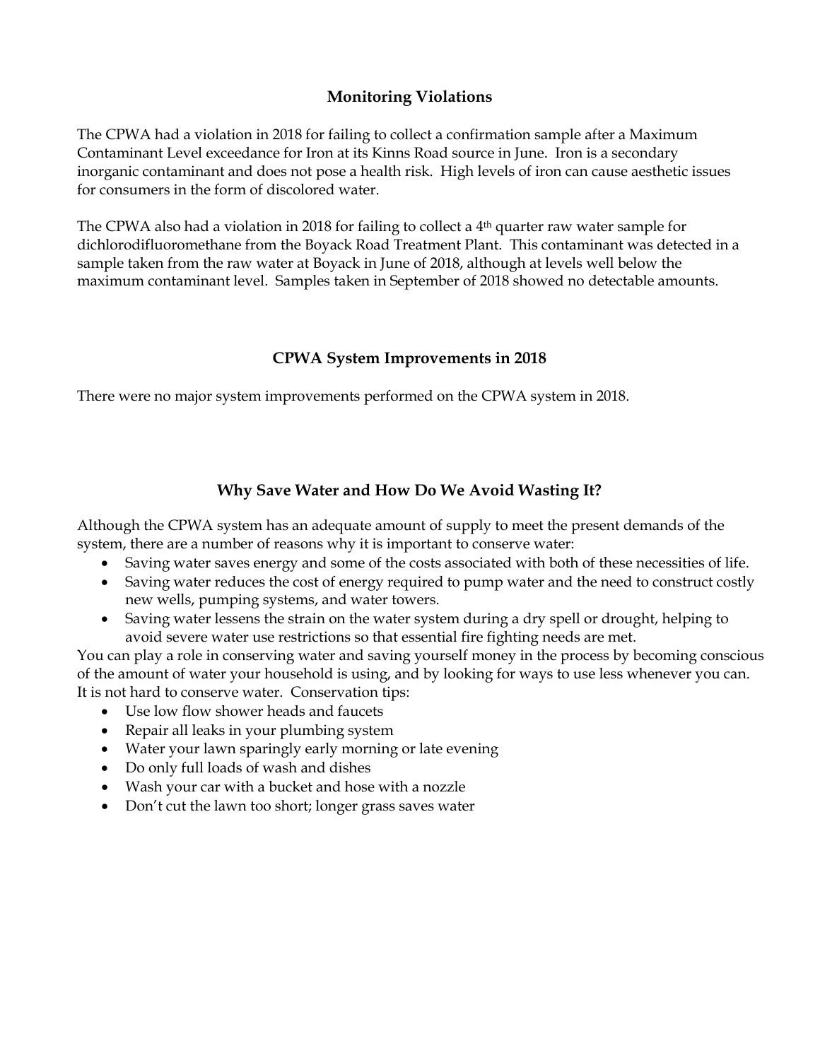## Monitoring Violations

The CPWA had a violation in 2018 for failing to collect a confirmation sample after a Maximum Contaminant Level exceedance for Iron at its Kinns Road source in June. Iron is a secondary inorganic contaminant and does not pose a health risk. High levels of iron can cause aesthetic issues for consumers in the form of discolored water.

The CPWA also had a violation in 2018 for failing to collect a 4th quarter raw water sample for dichlorodifluoromethane from the Boyack Road Treatment Plant. This contaminant was detected in a sample taken from the raw water at Boyack in June of 2018, although at levels well below the maximum contaminant level. Samples taken in September of 2018 showed no detectable amounts.

## CPWA System Improvements in 2018

There were no major system improvements performed on the CPWA system in 2018.

## Why Save Water and How Do We Avoid Wasting It?

Although the CPWA system has an adequate amount of supply to meet the present demands of the system, there are a number of reasons why it is important to conserve water:

- Saving water saves energy and some of the costs associated with both of these necessities of life.
- Saving water reduces the cost of energy required to pump water and the need to construct costly new wells, pumping systems, and water towers.
- Saving water lessens the strain on the water system during a dry spell or drought, helping to avoid severe water use restrictions so that essential fire fighting needs are met.

You can play a role in conserving water and saving yourself money in the process by becoming conscious of the amount of water your household is using, and by looking for ways to use less whenever you can. It is not hard to conserve water. Conservation tips:

- Use low flow shower heads and faucets
- Repair all leaks in your plumbing system
- Water your lawn sparingly early morning or late evening
- Do only full loads of wash and dishes
- Wash your car with a bucket and hose with a nozzle
- Don't cut the lawn too short; longer grass saves water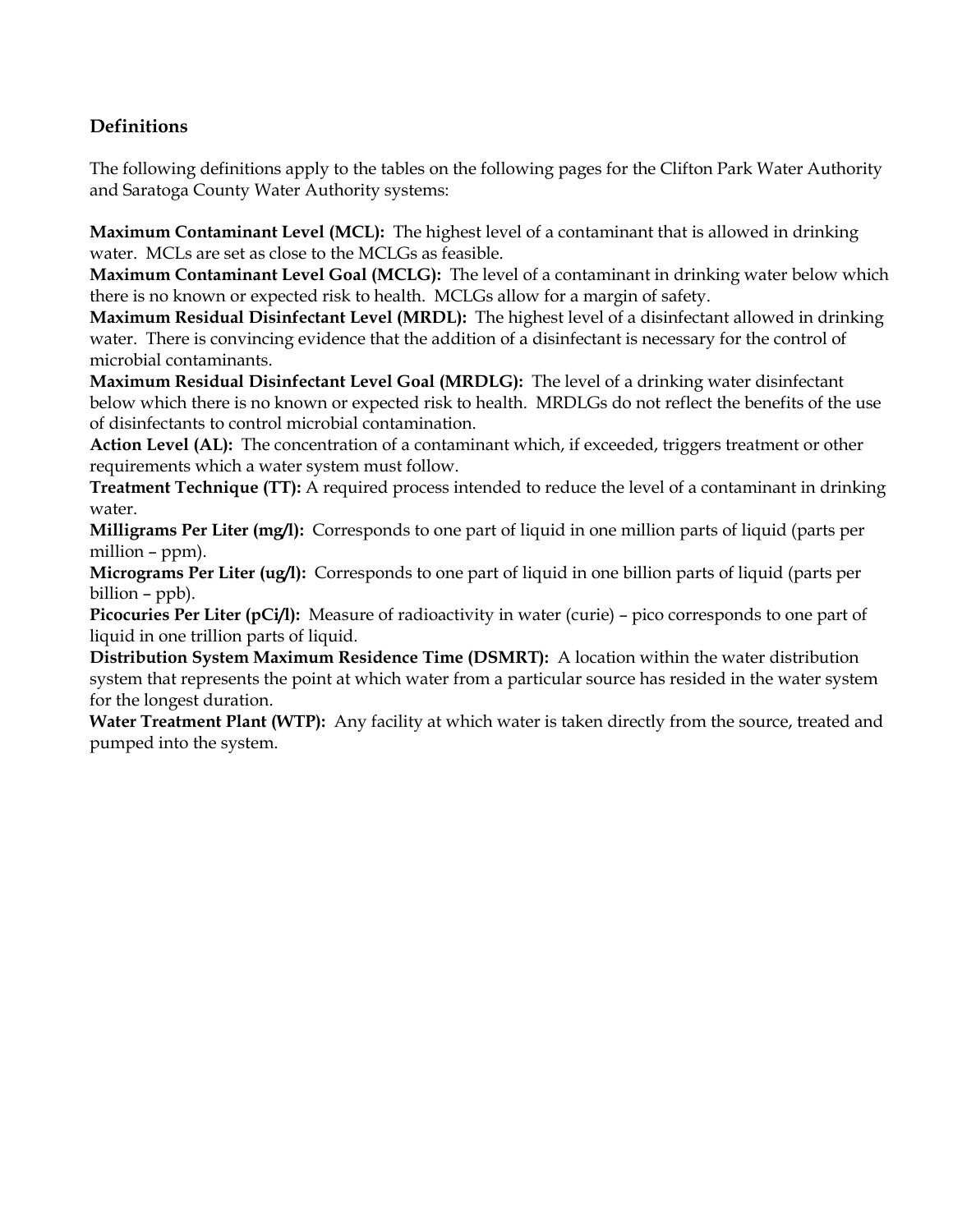## Definitions

The following definitions apply to the tables on the following pages for the Clifton Park Water Authority and Saratoga County Water Authority systems:

**Maximum Contaminant Level (MCL):** The highest level of a contaminant that is allowed in drinking water. MCLs are set as close to the MCLGs as feasible.

**Maximum Contaminant Level Goal (MCLG):** The level of a contaminant in drinking water below which there is no known or expected risk to health. MCLGs allow for a margin of safety.

**Maximum Residual Disinfectant Level (MRDL):** The highest level of a disinfectant allowed in drinking water. There is convincing evidence that the addition of a disinfectant is necessary for the control of microbial contaminants.

**Maximum Residual Disinfectant Level Goal (MRDLG):** The level of a drinking water disinfectant below which there is no known or expected risk to health. MRDLGs do not reflect the benefits of the use of disinfectants to control microbial contamination.

**Action Level (AL):** The concentration of a contaminant which, if exceeded, triggers treatment or other requirements which a water system must follow.

**Treatment Technique (TT):** A required process intended to reduce the level of a contaminant in drinking water.

**Milligrams Per Liter (mg/l):** Corresponds to one part of liquid in one million parts of liquid (parts per million – ppm).

**Micrograms Per Liter (ug/l):** Corresponds to one part of liquid in one billion parts of liquid (parts per billion – ppb).

**Picocuries Per Liter (pCi/l):** Measure of radioactivity in water (curie) – pico corresponds to one part of liquid in one trillion parts of liquid.

**Distribution System Maximum Residence Time (DSMRT):** A location within the water distribution system that represents the point at which water from a particular source has resided in the water system for the longest duration.

**Water Treatment Plant (WTP):** Any facility at which water is taken directly from the source, treated and pumped into the system.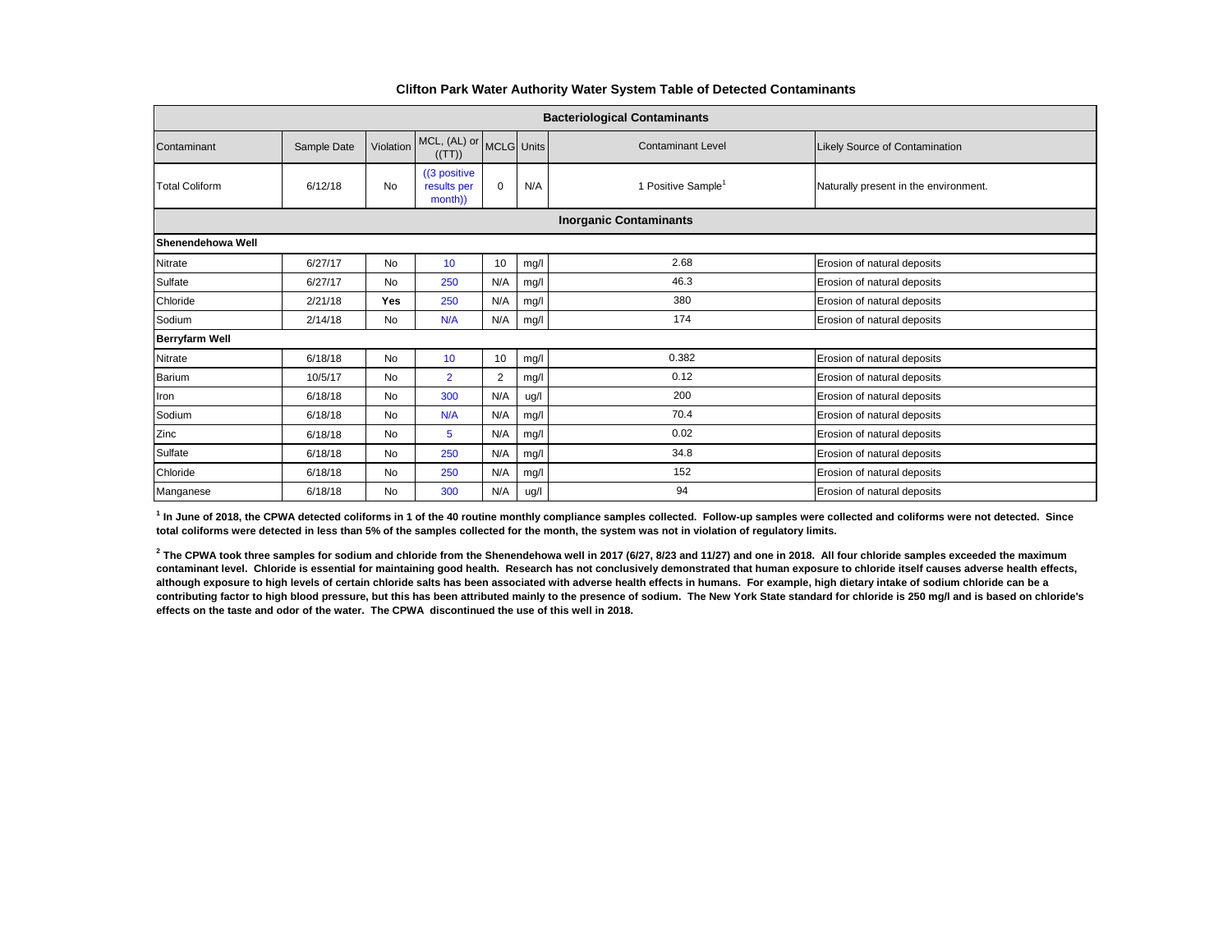# Clifton Park Water Authority Water System Table of Detected Contaminants

| Contaminant | Sample Date | Violation | MCL, (AL) or ((TT)) | MCLG | Units | Contaminant Level | Likely Source of Contamination |
|---|---|---|---|---|---|---|---|
| **Bacteriological Contaminants** | | | | | | | |
| Total Coliform | 6/12/18 | No | ((3 positive results per month)) | 0 | N/A | 1 Positive Sample[1] | Naturally present in the environment. |
| **Inorganic Contaminants** | | | | | | | |
| **Shenendehowa Well** | | | | | | | |
| Nitrate | 6/27/17 | No | 10 | 10 | mg/l | 2.68 | Erosion of natural deposits |
| Sulfate | 6/27/17 | No | 250 | N/A | mg/l | 46.3 | Erosion of natural deposits |
| Chloride | 2/21/18 | **Yes** | 250 | N/A | mg/l | 380 | Erosion of natural deposits |
| Sodium | 2/14/18 | No | N/A | N/A | mg/l | 174 | Erosion of natural deposits |
| **Berryfarm Well** | | | | | | | |
| Nitrate | 6/18/18 | No | 10 | 10 | mg/l | 0.382 | Erosion of natural deposits |
| Barium | 10/5/17 | No | 2 | 2 | mg/l | 0.12 | Erosion of natural deposits |
| Iron | 6/18/18 | No | 300 | N/A | ug/l | 200 | Erosion of natural deposits |
| Sodium | 6/18/18 | No | N/A | N/A | mg/l | 70.4 | Erosion of natural deposits |
| Zinc | 6/18/18 | No | 5 | N/A | mg/l | 0.02 | Erosion of natural deposits |
| Sulfate | 6/18/18 | No | 250 | N/A | mg/l | 34.8 | Erosion of natural deposits |
| Chloride | 6/18/18 | No | 250 | N/A | mg/l | 152 | Erosion of natural deposits |
| Manganese | 6/18/18 | No | 300 | N/A | ug/l | 94 | Erosion of natural deposits |

**[1] In June of 2018, the CPWA detected coliforms in 1 of the 40 routine monthly compliance samples collected. Follow-up samples were collected and coliforms were not detected. Since total coliforms were detected in less than 5% of the samples collected for the month, the system was not in violation of regulatory limits.**

**[2] The CPWA took three samples for sodium and chloride from the Shenendehowa well in 2017 (6/27, 8/23 and 11/27) and one in 2018. All four chloride samples exceeded the maximum contaminant level. Chloride is essential for maintaining good health. Research has not conclusively demonstrated that human exposure to chloride itself causes adverse health effects, although exposure to high levels of certain chloride salts has been associated with adverse health effects in humans. For example, high dietary intake of sodium chloride can be a contributing factor to high blood pressure, but this has been attributed mainly to the presence of sodium. The New York State standard for chloride is 250 mg/l and is based on chloride's effects on the taste and odor of the water. The CPWA discontinued the use of this well in 2018.**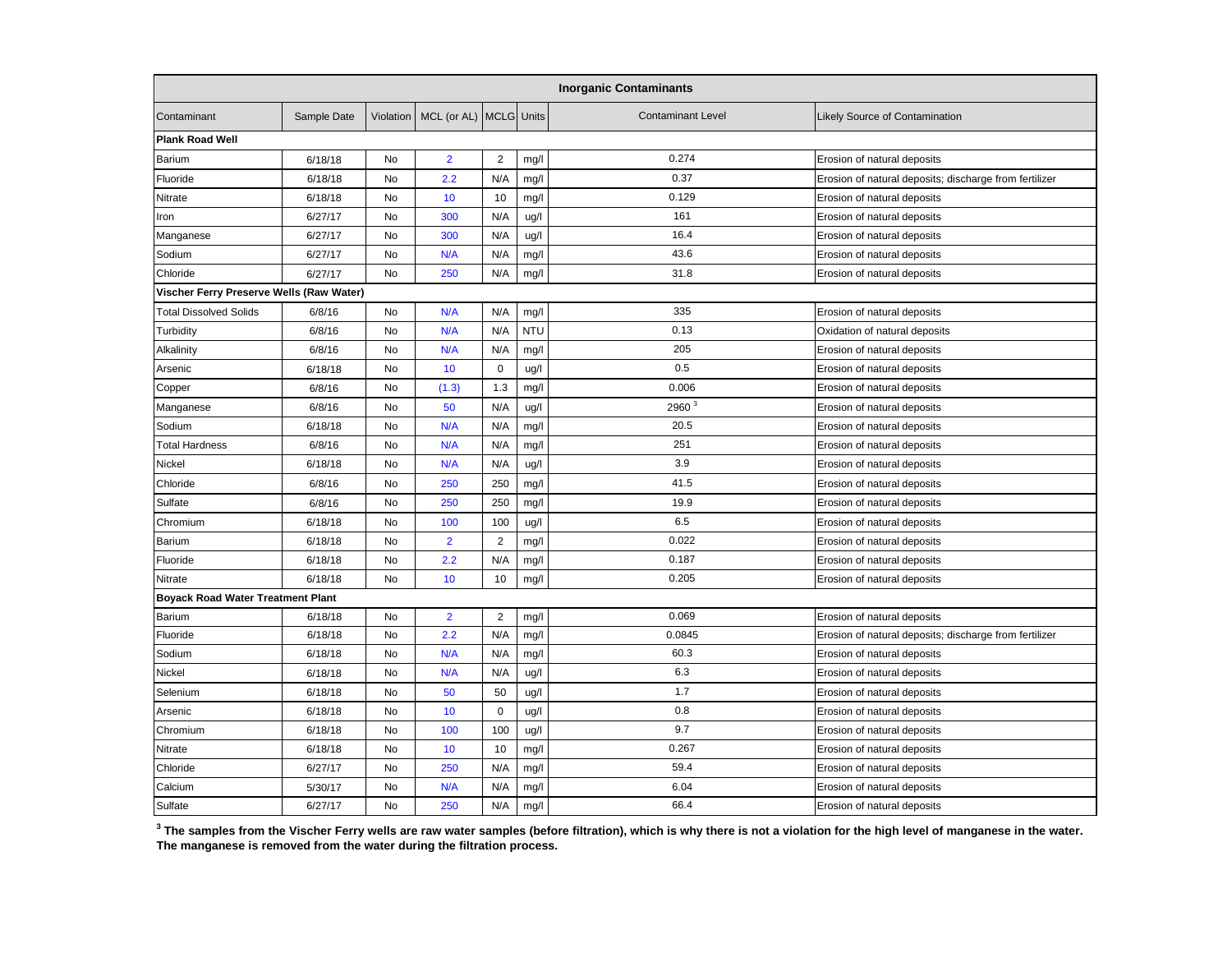| Inorganic Contaminants | | | | | | | |
|---|---|---|---|---|---|---|---|
| Contaminant | Sample Date | Violation | MCL (or AL) | MCLG | Units | Contaminant Level | Likely Source of Contamination |
| **Plank Road Well** | | | | | | | |
| Barium | 6/18/18 | No | 2 | 2 | mg/l | 0.274 | Erosion of natural deposits |
| Fluoride | 6/18/18 | No | 2.2 | N/A | mg/l | 0.37 | Erosion of natural deposits; discharge from fertilizer |
| Nitrate | 6/18/18 | No | 10 | 10 | mg/l | 0.129 | Erosion of natural deposits |
| Iron | 6/27/17 | No | 300 | N/A | ug/l | 161 | Erosion of natural deposits |
| Manganese | 6/27/17 | No | 300 | N/A | ug/l | 16.4 | Erosion of natural deposits |
| Sodium | 6/27/17 | No | N/A | N/A | mg/l | 43.6 | Erosion of natural deposits |
| Chloride | 6/27/17 | No | 250 | N/A | mg/l | 31.8 | Erosion of natural deposits |
| **Vischer Ferry Preserve Wells (Raw Water)** | | | | | | | |
| Total Dissolved Solids | 6/8/16 | No | N/A | N/A | mg/l | 335 | Erosion of natural deposits |
| Turbidity | 6/8/16 | No | N/A | N/A | NTU | 0.13 | Oxidation of natural deposits |
| Alkalinity | 6/8/16 | No | N/A | N/A | mg/l | 205 | Erosion of natural deposits |
| Arsenic | 6/18/18 | No | 10 | 0 | ug/l | 0.5 | Erosion of natural deposits |
| Copper | 6/8/16 | No | (1.3) | 1.3 | mg/l | 0.006 | Erosion of natural deposits |
| Manganese | 6/8/16 | No | 50 | N/A | ug/l | 2960 [3] | Erosion of natural deposits |
| Sodium | 6/18/18 | No | N/A | N/A | mg/l | 20.5 | Erosion of natural deposits |
| Total Hardness | 6/8/16 | No | N/A | N/A | mg/l | 251 | Erosion of natural deposits |
| Nickel | 6/18/18 | No | N/A | N/A | ug/l | 3.9 | Erosion of natural deposits |
| Chloride | 6/8/16 | No | 250 | 250 | mg/l | 41.5 | Erosion of natural deposits |
| Sulfate | 6/8/16 | No | 250 | 250 | mg/l | 19.9 | Erosion of natural deposits |
| Chromium | 6/18/18 | No | 100 | 100 | ug/l | 6.5 | Erosion of natural deposits |
| Barium | 6/18/18 | No | 2 | 2 | mg/l | 0.022 | Erosion of natural deposits |
| Fluoride | 6/18/18 | No | 2.2 | N/A | mg/l | 0.187 | Erosion of natural deposits |
| Nitrate | 6/18/18 | No | 10 | 10 | mg/l | 0.205 | Erosion of natural deposits |
| **Boyack Road Water Treatment Plant** | | | | | | | |
| Barium | 6/18/18 | No | 2 | 2 | mg/l | 0.069 | Erosion of natural deposits |
| Fluoride | 6/18/18 | No | 2.2 | N/A | mg/l | 0.0845 | Erosion of natural deposits; discharge from fertilizer |
| Sodium | 6/18/18 | No | N/A | N/A | mg/l | 60.3 | Erosion of natural deposits |
| Nickel | 6/18/18 | No | N/A | N/A | ug/l | 6.3 | Erosion of natural deposits |
| Selenium | 6/18/18 | No | 50 | 50 | ug/l | 1.7 | Erosion of natural deposits |
| Arsenic | 6/18/18 | No | 10 | 0 | ug/l | 0.8 | Erosion of natural deposits |
| Chromium | 6/18/18 | No | 100 | 100 | ug/l | 9.7 | Erosion of natural deposits |
| Nitrate | 6/18/18 | No | 10 | 10 | mg/l | 0.267 | Erosion of natural deposits |
| Chloride | 6/27/17 | No | 250 | N/A | mg/l | 59.4 | Erosion of natural deposits |
| Calcium | 5/30/17 | No | N/A | N/A | mg/l | 6.04 | Erosion of natural deposits |
| Sulfate | 6/27/17 | No | 250 | N/A | mg/l | 66.4 | Erosion of natural deposits |

**[3] The samples from the Vischer Ferry wells are raw water samples (before filtration), which is why there is not a violation for the high level of manganese in the water. The manganese is removed from the water during the filtration process.**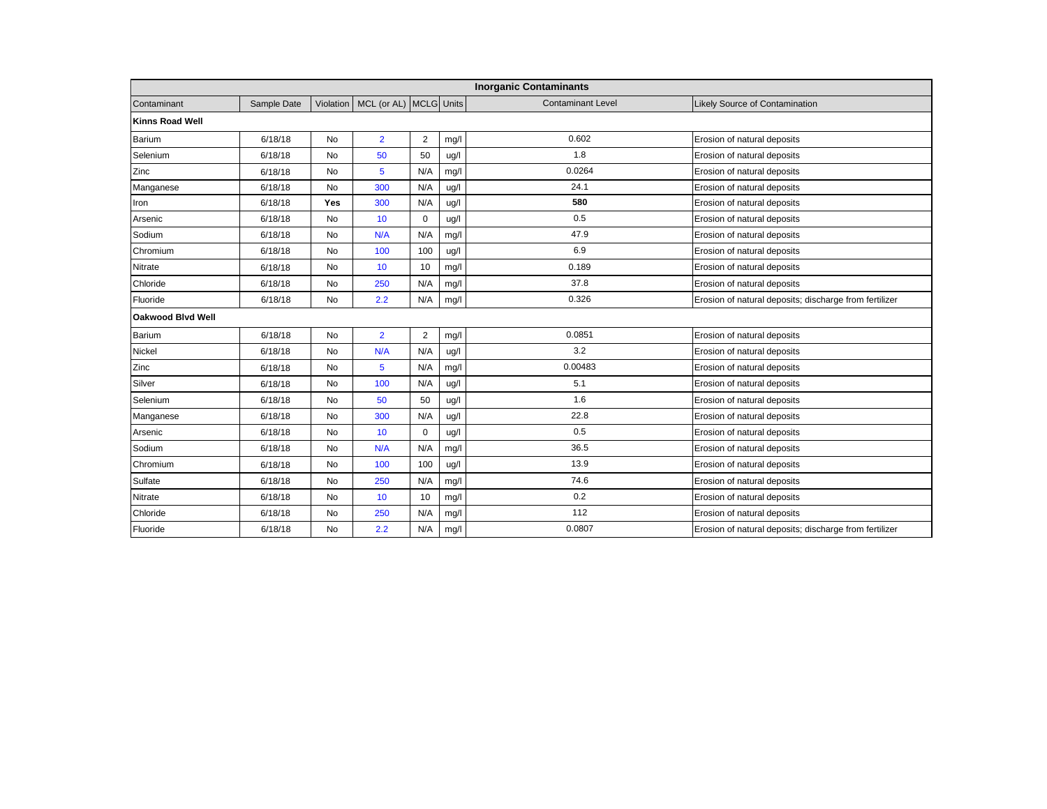| Inorganic Contaminants | | | | | | | |
|---|---|---|---|---|---|---|---|
| Contaminant | Sample Date | Violation | MCL (or AL) | MCLG | Units | Contaminant Level | Likely Source of Contamination |
| **Kinns Road Well** | | | | | | | |
| Barium | 6/18/18 | No | 2 | 2 | mg/l | 0.602 | Erosion of natural deposits |
| Selenium | 6/18/18 | No | 50 | 50 | ug/l | 1.8 | Erosion of natural deposits |
| Zinc | 6/18/18 | No | 5 | N/A | mg/l | 0.0264 | Erosion of natural deposits |
| Manganese | 6/18/18 | No | 300 | N/A | ug/l | 24.1 | Erosion of natural deposits |
| Iron | 6/18/18 | **Yes** | 300 | N/A | ug/l | **580** | Erosion of natural deposits |
| Arsenic | 6/18/18 | No | 10 | 0 | ug/l | 0.5 | Erosion of natural deposits |
| Sodium | 6/18/18 | No | N/A | N/A | mg/l | 47.9 | Erosion of natural deposits |
| Chromium | 6/18/18 | No | 100 | 100 | ug/l | 6.9 | Erosion of natural deposits |
| Nitrate | 6/18/18 | No | 10 | 10 | mg/l | 0.189 | Erosion of natural deposits |
| Chloride | 6/18/18 | No | 250 | N/A | mg/l | 37.8 | Erosion of natural deposits |
| Fluoride | 6/18/18 | No | 2.2 | N/A | mg/l | 0.326 | Erosion of natural deposits; discharge from fertilizer |
| **Oakwood Blvd Well** | | | | | | | |
| Barium | 6/18/18 | No | 2 | 2 | mg/l | 0.0851 | Erosion of natural deposits |
| Nickel | 6/18/18 | No | N/A | N/A | ug/l | 3.2 | Erosion of natural deposits |
| Zinc | 6/18/18 | No | 5 | N/A | mg/l | 0.00483 | Erosion of natural deposits |
| Silver | 6/18/18 | No | 100 | N/A | ug/l | 5.1 | Erosion of natural deposits |
| Selenium | 6/18/18 | No | 50 | 50 | ug/l | 1.6 | Erosion of natural deposits |
| Manganese | 6/18/18 | No | 300 | N/A | ug/l | 22.8 | Erosion of natural deposits |
| Arsenic | 6/18/18 | No | 10 | 0 | ug/l | 0.5 | Erosion of natural deposits |
| Sodium | 6/18/18 | No | N/A | N/A | mg/l | 36.5 | Erosion of natural deposits |
| Chromium | 6/18/18 | No | 100 | 100 | ug/l | 13.9 | Erosion of natural deposits |
| Sulfate | 6/18/18 | No | 250 | N/A | mg/l | 74.6 | Erosion of natural deposits |
| Nitrate | 6/18/18 | No | 10 | 10 | mg/l | 0.2 | Erosion of natural deposits |
| Chloride | 6/18/18 | No | 250 | N/A | mg/l | 112 | Erosion of natural deposits |
| Fluoride | 6/18/18 | No | 2.2 | N/A | mg/l | 0.0807 | Erosion of natural deposits; discharge from fertilizer |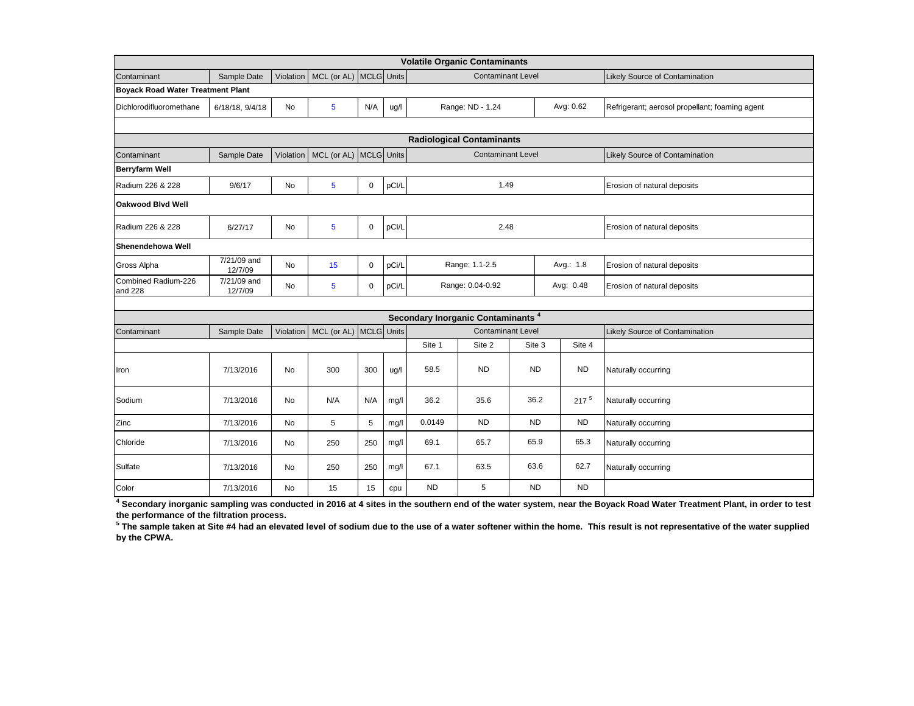## Volatile Organic Contaminants

| Contaminant | Sample Date | Violation | MCL (or AL) | MCLG | Units | Contaminant Level | | Likely Source of Contamination |
|---|---|---|---|---|---|---|---|---|
| **Boyack Road Water Treatment Plant** | | | | | | | | |
| Dichlorodifluoromethane | 6/18/18, 9/4/18 | No | 5 | N/A | ug/l | Range: ND - 1.24 | Avg: 0.62 | Refrigerant; aerosol propellant; foaming agent |

## Radiological Contaminants

| Contaminant | Sample Date | Violation | MCL (or AL) | MCLG | Units | Contaminant Level | | Likely Source of Contamination |
|---|---|---|---|---|---|---|---|---|
| **Berryfarm Well** | | | | | | | | |
| Radium 226 & 228 | 9/6/17 | No | 5 | 0 | pCI/L | 1.49 | | Erosion of natural deposits |
| **Oakwood Blvd Well** | | | | | | | | |
| Radium 226 & 228 | 6/27/17 | No | 5 | 0 | pCI/L | 2.48 | | Erosion of natural deposits |
| **Shenendehowa Well** | | | | | | | | |
| Gross Alpha | 7/21/09 and 12/7/09 | No | 15 | 0 | pCi/L | Range: 1.1-2.5 | Avg.: 1.8 | Erosion of natural deposits |
| Combined Radium-226 and 228 | 7/21/09 and 12/7/09 | No | 5 | 0 | pCi/L | Range: 0.04-0.92 | Avg: 0.48 | Erosion of natural deposits |

## Secondary Inorganic Contaminants [4]

| Contaminant | Sample Date | Violation | MCL (or AL) | MCLG | Units | Contaminant Level | | | | Likely Source of Contamination |
|---|---|---|---|---|---|---|---|---|---|---|
| | | | | | | Site 1 | Site 2 | Site 3 | Site 4 | |
| Iron | 7/13/2016 | No | 300 | 300 | ug/l | 58.5 | ND | ND | ND | Naturally occurring |
| Sodium | 7/13/2016 | No | N/A | N/A | mg/l | 36.2 | 35.6 | 36.2 | 217 [5] | Naturally occurring |
| Zinc | 7/13/2016 | No | 5 | 5 | mg/l | 0.0149 | ND | ND | ND | Naturally occurring |
| Chloride | 7/13/2016 | No | 250 | 250 | mg/l | 69.1 | 65.7 | 65.9 | 65.3 | Naturally occurring |
| Sulfate | 7/13/2016 | No | 250 | 250 | mg/l | 67.1 | 63.5 | 63.6 | 62.7 | Naturally occurring |
| Color | 7/13/2016 | No | 15 | 15 | cpu | ND | 5 | ND | ND | |

**[4] Secondary inorganic sampling was conducted in 2016 at 4 sites in the southern end of the water system, near the Boyack Road Water Treatment Plant, in order to test the performance of the filtration process.**

**[5] The sample taken at Site #4 had an elevated level of sodium due to the use of a water softener within the home. This result is not representative of the water supplied by the CPWA.**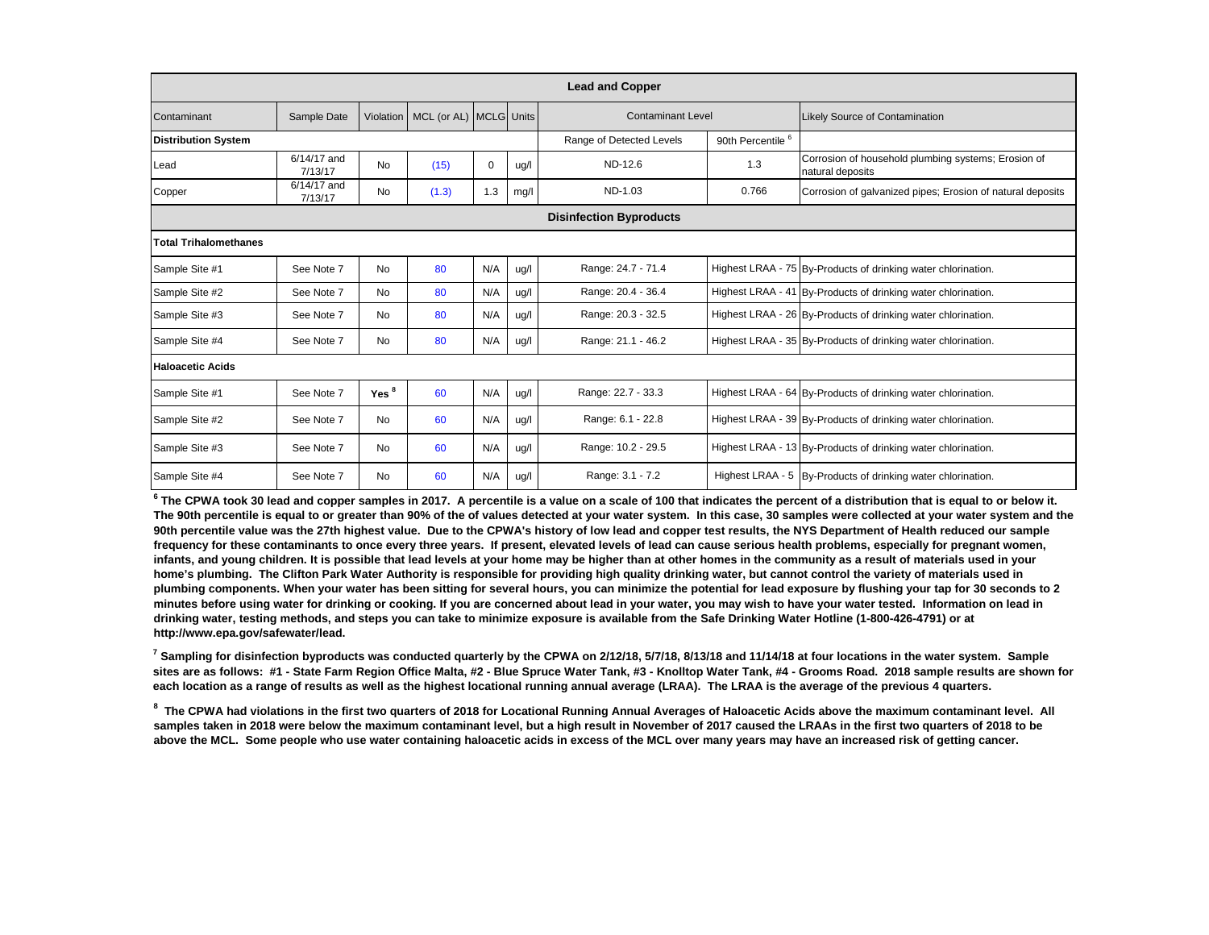| Lead and Copper | | | | | | | | |
|---|---|---|---|---|---|---|---|---|
| Contaminant | Sample Date | Violation | MCL (or AL) | MCLG | Units | Contaminant Level | | Likely Source of Contamination |
| **Distribution System** | | | | | | Range of Detected Levels | 90th Percentile [6] | |
| Lead | 6/14/17 and 7/13/17 | No | (15) | 0 | ug/l | ND-12.6 | 1.3 | Corrosion of household plumbing systems; Erosion of natural deposits |
| Copper | 6/14/17 and 7/13/17 | No | (1.3) | 1.3 | mg/l | ND-1.03 | 0.766 | Corrosion of galvanized pipes; Erosion of natural deposits |
| **Disinfection Byproducts** | | | | | | | | |
| **Total Trihalomethanes** | | | | | | | | |
| Sample Site #1 | See Note 7 | No | 80 | N/A | ug/l | Range: 24.7 - 71.4 | Highest LRAA - 75 | By-Products of drinking water chlorination. |
| Sample Site #2 | See Note 7 | No | 80 | N/A | ug/l | Range: 20.4 - 36.4 | Highest LRAA - 41 | By-Products of drinking water chlorination. |
| Sample Site #3 | See Note 7 | No | 80 | N/A | ug/l | Range: 20.3 - 32.5 | Highest LRAA - 26 | By-Products of drinking water chlorination. |
| Sample Site #4 | See Note 7 | No | 80 | N/A | ug/l | Range: 21.1 - 46.2 | Highest LRAA - 35 | By-Products of drinking water chlorination. |
| **Haloacetic Acids** | | | | | | | | |
| Sample Site #1 | See Note 7 | **Yes** [8] | 60 | N/A | ug/l | Range: 22.7 - 33.3 | Highest LRAA - 64 | By-Products of drinking water chlorination. |
| Sample Site #2 | See Note 7 | No | 60 | N/A | ug/l | Range: 6.1 - 22.8 | Highest LRAA - 39 | By-Products of drinking water chlorination. |
| Sample Site #3 | See Note 7 | No | 60 | N/A | ug/l | Range: 10.2 - 29.5 | Highest LRAA - 13 | By-Products of drinking water chlorination. |
| Sample Site #4 | See Note 7 | No | 60 | N/A | ug/l | Range: 3.1 - 7.2 | Highest LRAA - 5 | By-Products of drinking water chlorination. |

**[6] The CPWA took 30 lead and copper samples in 2017. A percentile is a value on a scale of 100 that indicates the percent of a distribution that is equal to or below it. The 90th percentile is equal to or greater than 90% of the of values detected at your water system. In this case, 30 samples were collected at your water system and the 90th percentile value was the 27th highest value. Due to the CPWA's history of low lead and copper test results, the NYS Department of Health reduced our sample frequency for these contaminants to once every three years. If present, elevated levels of lead can cause serious health problems, especially for pregnant women, infants, and young children. It is possible that lead levels at your home may be higher than at other homes in the community as a result of materials used in your home's plumbing. The Clifton Park Water Authority is responsible for providing high quality drinking water, but cannot control the variety of materials used in plumbing components. When your water has been sitting for several hours, you can minimize the potential for lead exposure by flushing your tap for 30 seconds to 2 minutes before using water for drinking or cooking. If you are concerned about lead in your water, you may wish to have your water tested. Information on lead in drinking water, testing methods, and steps you can take to minimize exposure is available from the Safe Drinking Water Hotline (1-800-426-4791) or at http://www.epa.gov/safewater/lead.**

**[7] Sampling for disinfection byproducts was conducted quarterly by the CPWA on 2/12/18, 5/7/18, 8/13/18 and 11/14/18 at four locations in the water system. Sample sites are as follows: #1 - State Farm Region Office Malta, #2 - Blue Spruce Water Tank, #3 - Knolltop Water Tank, #4 - Grooms Road. 2018 sample results are shown for each location as a range of results as well as the highest locational running annual average (LRAA). The LRAA is the average of the previous 4 quarters.**

**[8] The CPWA had violations in the first two quarters of 2018 for Locational Running Annual Averages of Haloacetic Acids above the maximum contaminant level. All samples taken in 2018 were below the maximum contaminant level, but a high result in November of 2017 caused the LRAAs in the first two quarters of 2018 to be above the MCL. Some people who use water containing haloacetic acids in excess of the MCL over many years may have an increased risk of getting cancer.**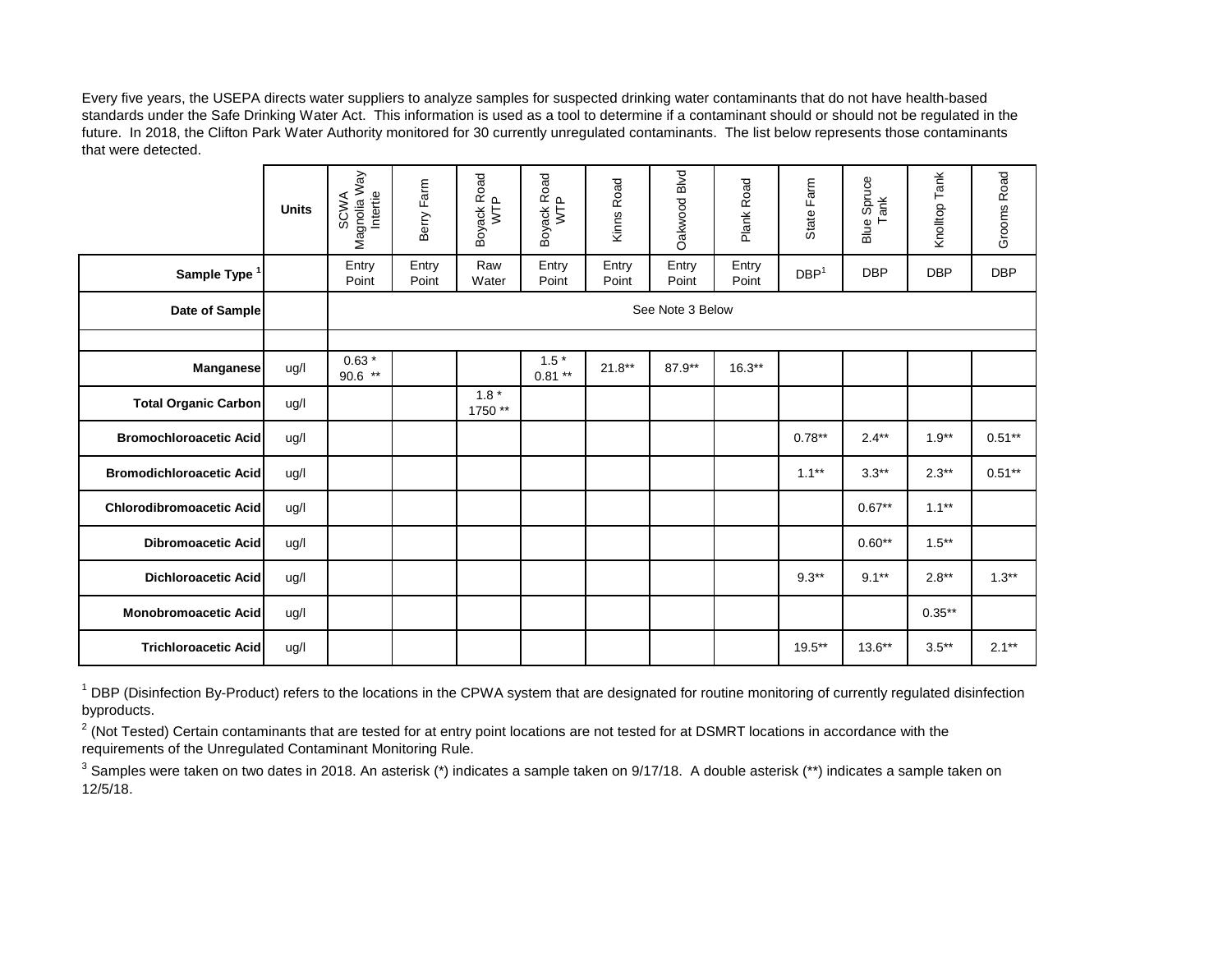Every five years, the USEPA directs water suppliers to analyze samples for suspected drinking water contaminants that do not have health-based standards under the Safe Drinking Water Act. This information is used as a tool to determine if a contaminant should or should not be regulated in the future. In 2018, the Clifton Park Water Authority monitored for 30 currently unregulated contaminants. The list below represents those contaminants that were detected.

| | Units | SCWA Magnolia Way Intertie | Berry Farm | Boyack Road WTP | Boyack Road WTP | Kinns Road | Oakwood Blvd | Plank Road | State Farm | Blue Spruce Tank | Knolltop Tank | Grooms Road |
|---|---|---|---|---|---|---|---|---|---|---|---|---|
| **Sample Type** [1] | | Entry Point | Entry Point | Raw Water | Entry Point | Entry Point | Entry Point | Entry Point | DBP[1] | DBP | DBP | DBP |
| **Date of Sample** | | See Note 3 Below | | | | | | | | | | |
| | | | | | | | | | | | | |
| **Manganese** | ug/l | 0.63 * 90.6 ** | | | 1.5 * 0.81 ** | 21.8** | 87.9** | 16.3** | | | | |
| **Total Organic Carbon** | ug/l | | | 1.8 * 1750 ** | | | | | | | | |
| **Bromochloroacetic Acid** | ug/l | | | | | | | | 0.78** | 2.4** | 1.9** | 0.51** |
| **Bromodichloroacetic Acid** | ug/l | | | | | | | | 1.1** | 3.3** | 2.3** | 0.51** |
| **Chlorodibromoacetic Acid** | ug/l | | | | | | | | | 0.67** | 1.1** | |
| **Dibromoacetic Acid** | ug/l | | | | | | | | | 0.60** | 1.5** | |
| **Dichloroacetic Acid** | ug/l | | | | | | | | 9.3** | 9.1** | 2.8** | 1.3** |
| **Monobromoacetic Acid** | ug/l | | | | | | | | | | 0.35** | |
| **Trichloroacetic Acid** | ug/l | | | | | | | | 19.5** | 13.6** | 3.5** | 2.1** |

[1] DBP (Disinfection By-Product) refers to the locations in the CPWA system that are designated for routine monitoring of currently regulated disinfection byproducts.

[2] (Not Tested) Certain contaminants that are tested for at entry point locations are not tested for at DSMRT locations in accordance with the requirements of the Unregulated Contaminant Monitoring Rule.

[3] Samples were taken on two dates in 2018. An asterisk (*) indicates a sample taken on 9/17/18. A double asterisk (**) indicates a sample taken on 12/5/18.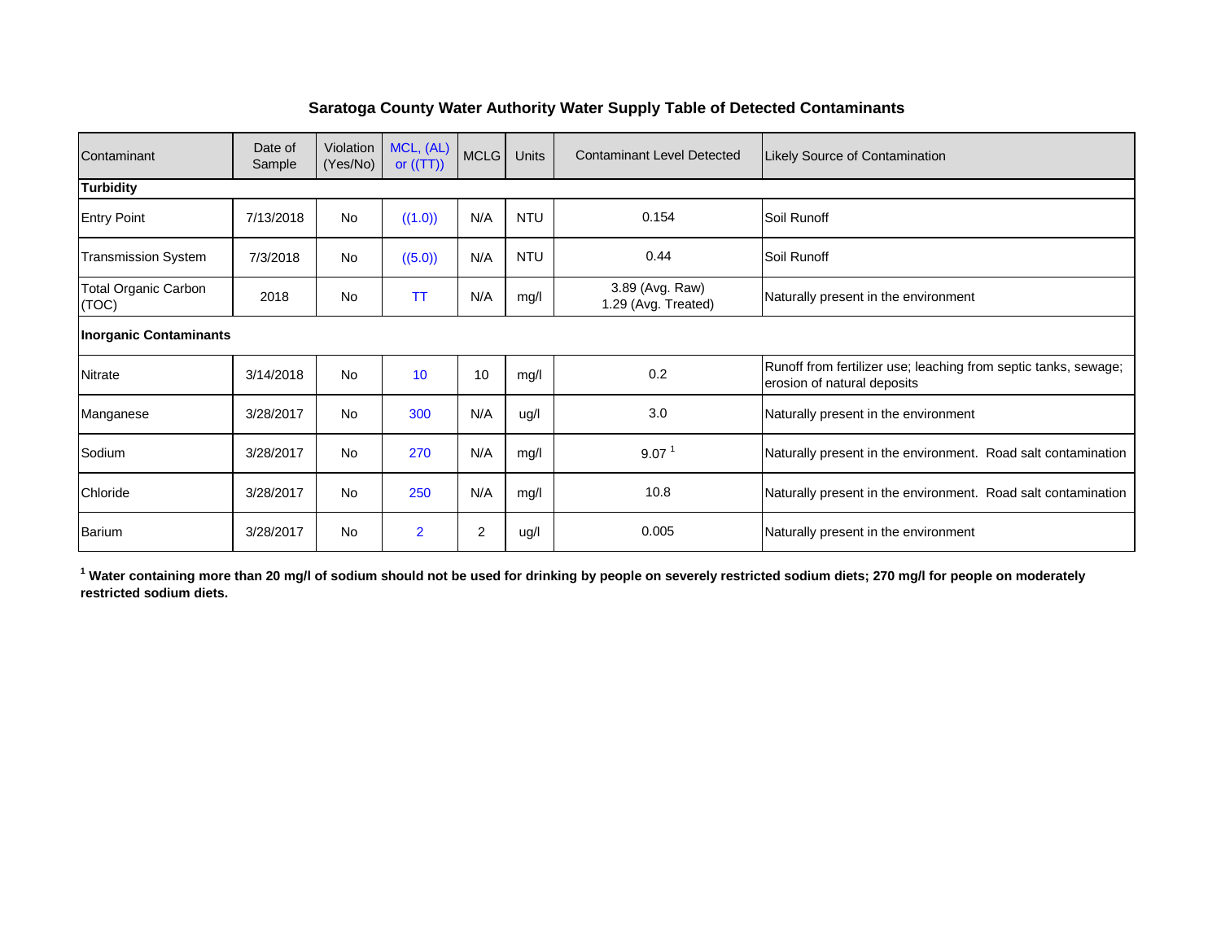## Saratoga County Water Authority Water Supply Table of Detected Contaminants

| Contaminant | Date of Sample | Violation (Yes/No) | MCL, (AL) or ((TT)) | MCLG | Units | Contaminant Level Detected | Likely Source of Contamination |
|---|---|---|---|---|---|---|---|
| **Turbidity** | | | | | | | |
| Entry Point | 7/13/2018 | No | ((1.0)) | N/A | NTU | 0.154 | Soil Runoff |
| Transmission System | 7/3/2018 | No | ((5.0)) | N/A | NTU | 0.44 | Soil Runoff |
| Total Organic Carbon (TOC) | 2018 | No | TT | N/A | mg/l | 3.89 (Avg. Raw) 1.29 (Avg. Treated) | Naturally present in the environment |
| **Inorganic Contaminants** | | | | | | | |
| Nitrate | 3/14/2018 | No | 10 | 10 | mg/l | 0.2 | Runoff from fertilizer use; leaching from septic tanks, sewage; erosion of natural deposits |
| Manganese | 3/28/2017 | No | 300 | N/A | ug/l | 3.0 | Naturally present in the environment |
| Sodium | 3/28/2017 | No | 270 | N/A | mg/l | 9.07 [1] | Naturally present in the environment. Road salt contamination |
| Chloride | 3/28/2017 | No | 250 | N/A | mg/l | 10.8 | Naturally present in the environment. Road salt contamination |
| Barium | 3/28/2017 | No | 2 | 2 | ug/l | 0.005 | Naturally present in the environment |

**[1] Water containing more than 20 mg/l of sodium should not be used for drinking by people on severely restricted sodium diets; 270 mg/l for people on moderately restricted sodium diets.**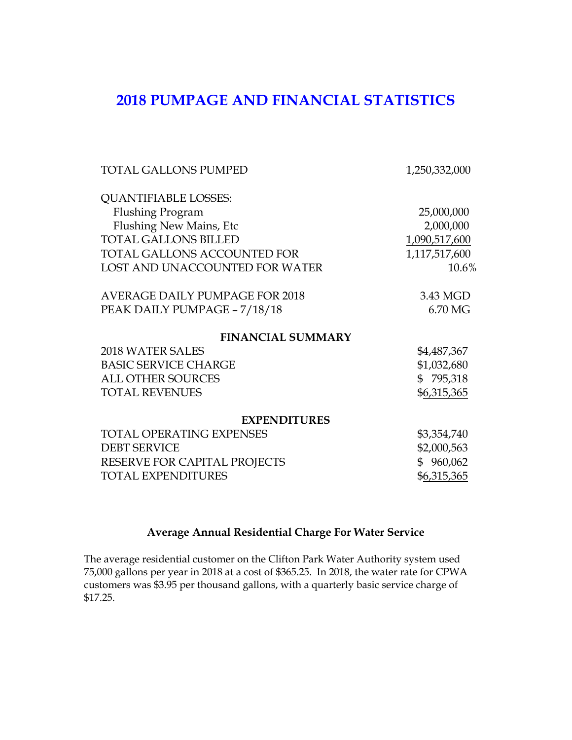# 2018 PUMPAGE AND FINANCIAL STATISTICS

| | |
|---|---|
| TOTAL GALLONS PUMPED | 1,250,332,000 |
| QUANTIFIABLE LOSSES: | |
| Flushing Program | 25,000,000 |
| Flushing New Mains, Etc | 2,000,000 |
| TOTAL GALLONS BILLED | 1,090,517,600 |
| TOTAL GALLONS ACCOUNTED FOR | 1,117,517,600 |
| LOST AND UNACCOUNTED FOR WATER | 10.6% |
| AVERAGE DAILY PUMPAGE FOR 2018 | 3.43 MGD |
| PEAK DAILY PUMPAGE – 7/18/18 | 6.70 MG |

### FINANCIAL SUMMARY

| | |
|---|---|
| 2018 WATER SALES | $4,487,367 |
| BASIC SERVICE CHARGE | $1,032,680 |
| ALL OTHER SOURCES | $ 795,318 |
| TOTAL REVENUES | $6,315,365 |

### EXPENDITURES

| | |
|---|---|
| TOTAL OPERATING EXPENSES | $3,354,740 |
| DEBT SERVICE | $2,000,563 |
| RESERVE FOR CAPITAL PROJECTS | $ 960,062 |
| TOTAL EXPENDITURES | $6,315,365 |

### Average Annual Residential Charge For Water Service

The average residential customer on the Clifton Park Water Authority system used 75,000 gallons per year in 2018 at a cost of $365.25. In 2018, the water rate for CPWA customers was $3.95 per thousand gallons, with a quarterly basic service charge of $17.25.